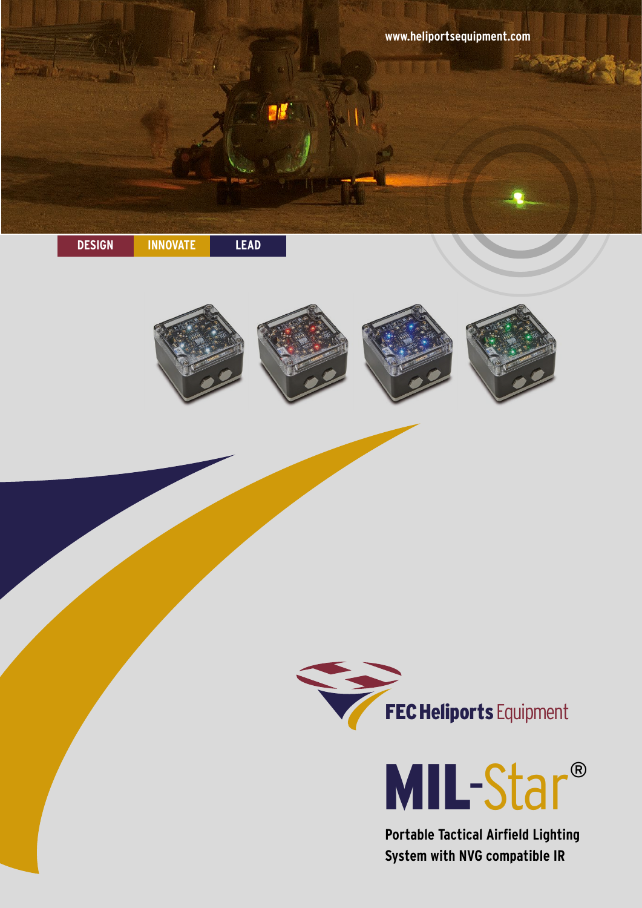www.heliportsequipment.com

DESIGN INNOVATE LEAD

FEC Heliports Equipment

# MIL-Star®

**Portable Tactical Airfield Lighting System with NVG compatible IR**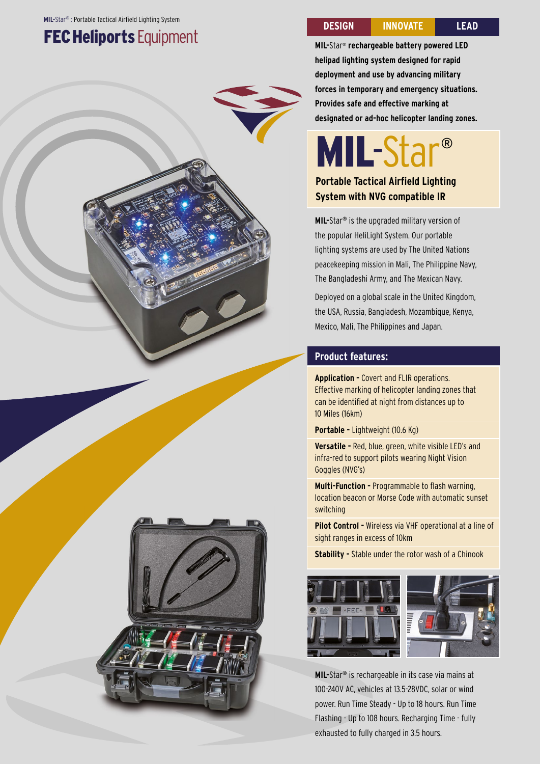**MIL-**Star® : Portable Tactical Airfield Lighting System

# FEC Heliports Equipment

DESIGN | INNOVATE | LEAD

**MIL-Star® rechargeable battery powered LED helipad lighting system designed for rapid deployment and use by advancing military forces in temporary and emergency situations. Provides safe and effective marking at designated or ad-hoc helicopter landing zones.**

# MIL-Star®

## Portable Tactical Airfield Lighting System with NVG compatible IR

**MIL-**Star® is the upgraded military version of the popular HeliLight System. Our portable lighting systems are used by The United Nations peacekeeping mission in Mali, The Philippine Navy, The Bangladeshi Army, and The Mexican Navy.

Deployed on a global scale in the United Kingdom, the USA, Russia, Bangladesh, Mozambique, Kenya, Mexico, Mali, The Philippines and Japan.

## Product features:

**Application -** Covert and FLIR operations. Effective marking of helicopter landing zones that can be identified at night from distances up to 10 Miles (16km)

**Portable -** Lightweight (10.6 Kg)

**Versatile -** Red, blue, green, white visible LED's and infra-red to support pilots wearing Night Vision Goggles (NVG's)

**Multi-Function -** Programmable to flash warning, location beacon or Morse Code with automatic sunset switching

**Pilot Control -** Wireless via VHF operational at a line of sight ranges in excess of 10km

**Stability -** Stable under the rotor wash of a Chinook

**MIL-**Star® is rechargeable in its case via mains at 100-240V AC, vehicles at 13.5-28VDC, solar or wind power. Run Time Steady - Up to 18 hours. Run Time Flashing - Up to 108 hours. Recharging Time - fully exhausted to fully charged in 3.5 hours.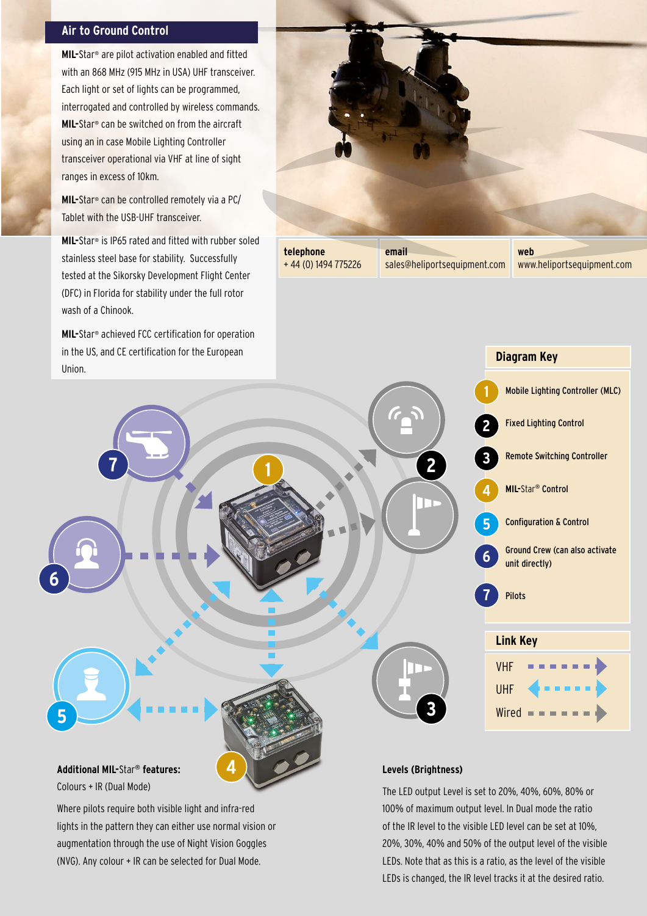## Air to Ground Control

**MIL-**Star® are pilot activation enabled and fitted with an 868 MHz (915 MHz in USA) UHF transceiver. Each light or set of lights can be programmed, interrogated and controlled by wireless commands. **MIL-**Star® can be switched on from the aircraft using an in case Mobile Lighting Controller transceiver operational via VHF at line of sight ranges in excess of 10km.

**MIL-**Star® can be controlled remotely via a PC/ Tablet with the USB-UHF transceiver.

**MIL-**Star® is IP65 rated and fitted with rubber soled stainless steel base for stability. Successfully tested at the Sikorsky Development Flight Center (DFC) in Florida for stability under the full rotor wash of a Chinook.

**MIL-**Star® achieved FCC certification for operation in the US, and CE certification for the European Union.

| telephone | email | web |
| --- | --- | --- |
| + 44 (0) 1494 775226 | sales@heliportsequipment.com | www.heliportsequipment.com |

### Diagram Key

1. Mobile Lighting Controller (MLC)
2. Fixed Lighting Control
3. Remote Switching Controller
4. **MIL-**Star® Control
5. Configuration & Control
6. Ground Crew (can also activate unit directly)
7. Pilots

### Link Key

- VHF
- UHF
- Wired

### Additional MIL-Star® features:

Colours + IR (Dual Mode)

Where pilots require both visible light and infra-red lights in the pattern they can either use normal vision or augmentation through the use of Night Vision Goggles (NVG). Any colour + IR can be selected for Dual Mode.

### Levels (Brightness)

The LED output Level is set to 20%, 40%, 60%, 80% or 100% of maximum output level. In Dual mode the ratio of the IR level to the visible LED level can be set at 10%, 20%, 30%, 40% and 50% of the output level of the visible LEDs. Note that as this is a ratio, as the level of the visible LEDs is changed, the IR level tracks it at the desired ratio.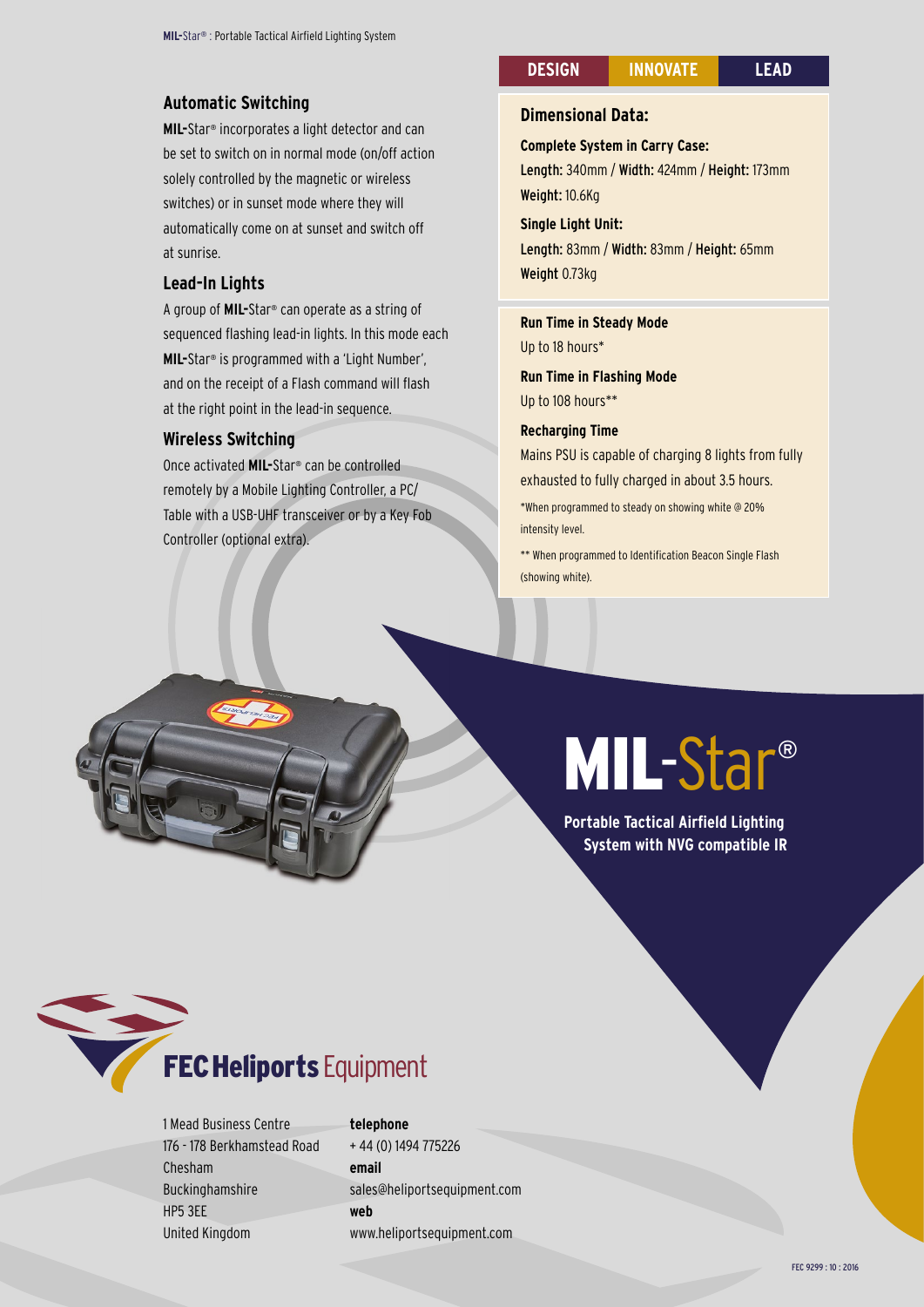## Automatic Switching

**MIL-**Star® incorporates a light detector and can be set to switch on in normal mode (on/off action solely controlled by the magnetic or wireless switches) or in sunset mode where they will automatically come on at sunset and switch off at sunrise.

## Lead-In Lights

A group of **MIL-**Star® can operate as a string of sequenced flashing lead-in lights. In this mode each **MIL-**Star® is programmed with a 'Light Number', and on the receipt of a Flash command will flash at the right point in the lead-in sequence.

## Wireless Switching

Once activated **MIL-**Star® can be controlled remotely by a Mobile Lighting Controller, a PC/Table with a USB-UHF transceiver or by a Key Fob Controller (optional extra).

**DESIGN** **INNOVATE** **LEAD**

## Dimensional Data:

**Complete System in Carry Case:**
**Length:** 340mm / **Width:** 424mm / **Height:** 173mm
**Weight:** 10.6Kg

**Single Light Unit:**
**Length:** 83mm / **Width:** 83mm / **Height:** 65mm
**Weight** 0.73kg

**Run Time in Steady Mode**
Up to 18 hours*

**Run Time in Flashing Mode**
Up to 108 hours**

**Recharging Time**
Mains PSU is capable of charging 8 lights from fully exhausted to fully charged in about 3.5 hours.

*When programmed to steady on showing white @ 20% intensity level.

** When programmed to Identification Beacon Single Flash (showing white).

# MIL-Star®

**Portable Tactical Airfield Lighting System with NVG compatible IR**

**FEC Heliports** Equipment

1 Mead Business Centre
176 - 178 Berkhamstead Road
Chesham
Buckinghamshire
HP5 3EE
United Kingdom

**telephone**
+ 44 (0) 1494 775226
**email**
sales@heliportsequipment.com
**web**
www.heliportsequipment.com

FEC 9299 : 10 : 2016